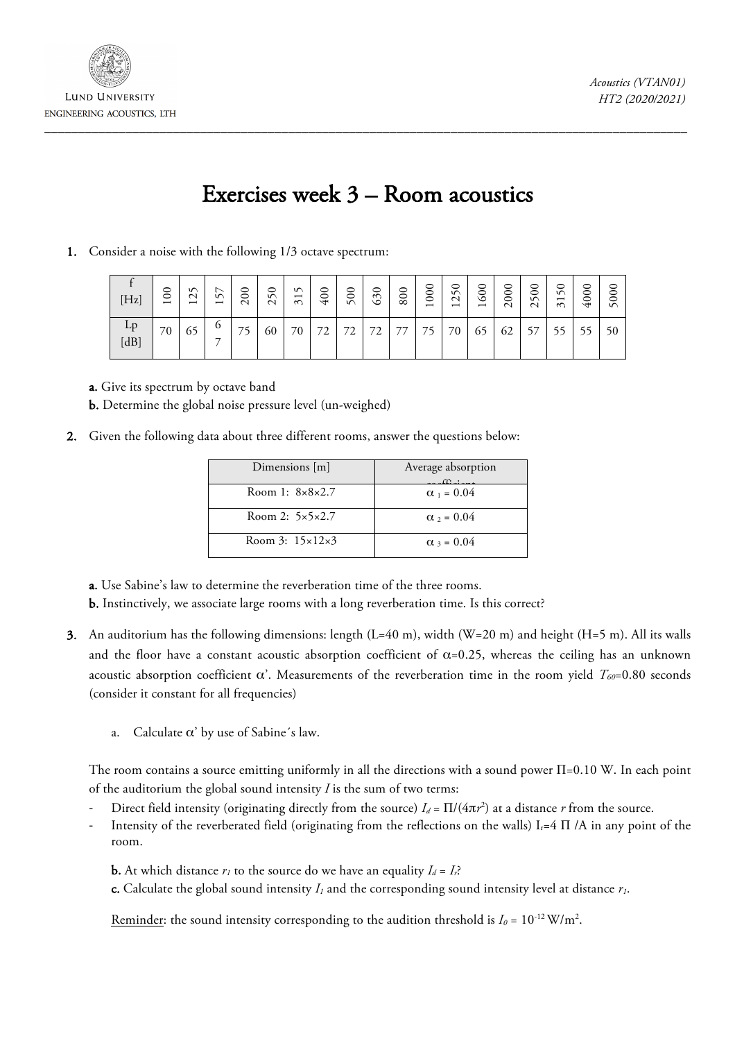# Exercises week 3 – Room acoustics

1. Consider a noise with the following 1/3 octave spectrum:

| f [Hz] | 100 | 125 | 157 | 200 | 250 | 315 | 400 | 500 | 630 | 800 | 1000 | 1250 | 1600 | 2000 | 2500 | 3150 | 4000 | 5000 |
|---|---|---|---|---|---|---|---|---|---|---|---|---|---|---|---|---|---|---|
| Lp [dB] | 70 | 65 | 67 | 75 | 60 | 70 | 72 | 72 | 72 | 77 | 75 | 70 | 65 | 62 | 57 | 55 | 55 | 50 |

   **a.** Give its spectrum by octave band

   **b.** Determine the global noise pressure level (un-weighed)

2. Given the following data about three different rooms, answer the questions below:

| Dimensions [m] | Average absorption coefficient |
|---|---|
| Room 1: 8×8×2.7 | $\alpha_1 = 0.04$ |
| Room 2: 5×5×2.7 | $\alpha_2 = 0.04$ |
| Room 3: 15×12×3 | $\alpha_3 = 0.04$ |

   **a.** Use Sabine's law to determine the reverberation time of the three rooms.

   **b.** Instinctively, we associate large rooms with a long reverberation time. Is this correct?

3. An auditorium has the following dimensions: length (L=40 m), width (W=20 m) and height (H=5 m). All its walls and the floor have a constant acoustic absorption coefficient of $\alpha$=0.25, whereas the ceiling has an unknown acoustic absorption coefficient $\alpha'$. Measurements of the reverberation time in the room yield $T_{60}$=0.80 seconds (consider it constant for all frequencies)

   a. Calculate $\alpha'$ by use of Sabine´s law.

   The room contains a source emitting uniformly in all the directions with a sound power $\Pi$=0.10 W. In each point of the auditorium the global sound intensity $I$ is the sum of two terms:

   - Direct field intensity (originating directly from the source) $I_d = \Pi/(4\pi r^2)$ at a distance $r$ from the source.
   - Intensity of the reverberated field (originating from the reflections on the walls) $I_r = 4\,\Pi\,/A$ in any point of the room.

   **b.** At which distance $r_1$ to the source do we have an equality $I_d = I_r$?

   **c.** Calculate the global sound intensity $I_1$ and the corresponding sound intensity level at distance $r_1$.

   Reminder: the sound intensity corresponding to the audition threshold is $I_0 = 10^{-12}$ W/m$^2$.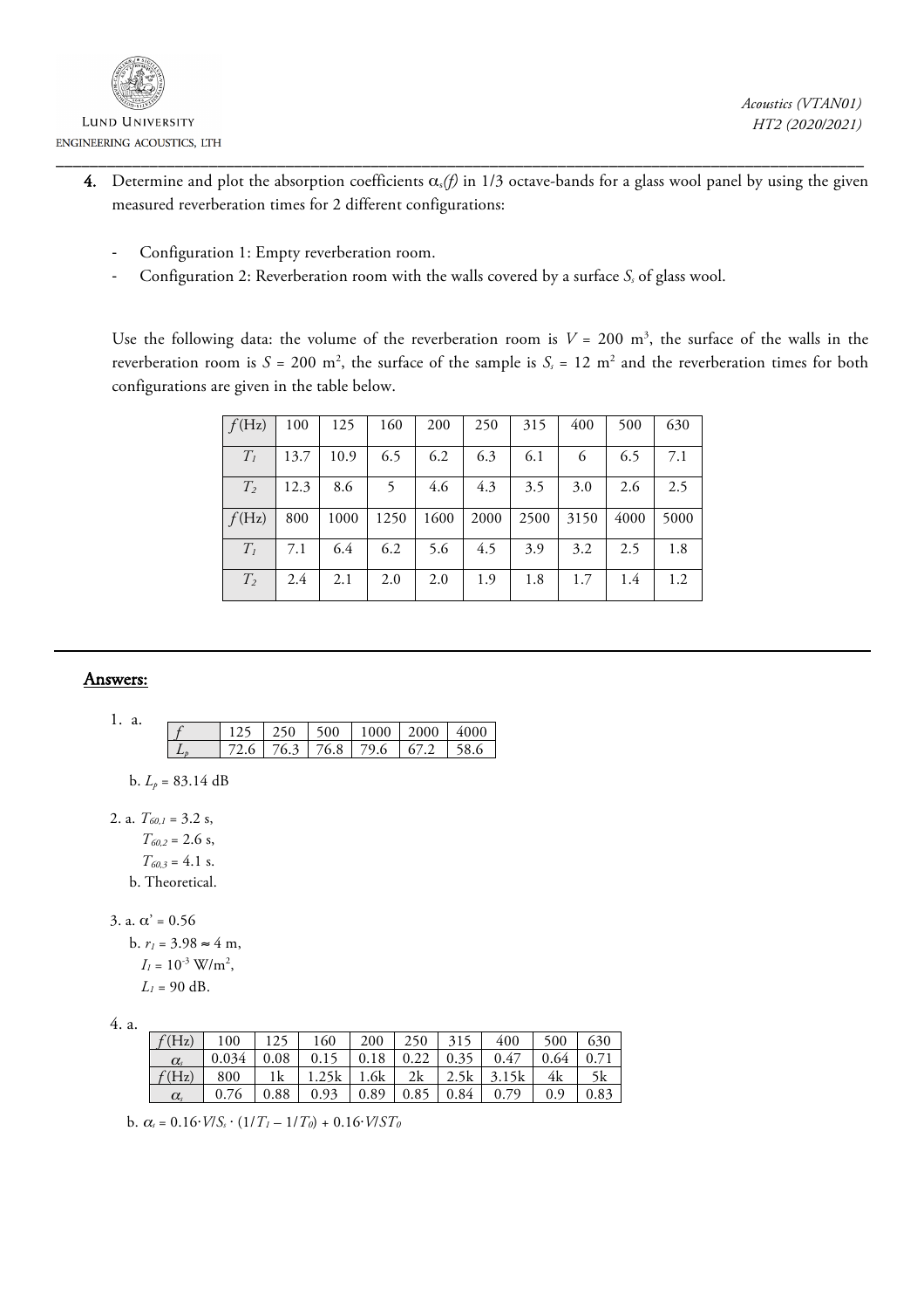4. Determine and plot the absorption coefficients $\alpha_s(f)$ in 1/3 octave-bands for a glass wool panel by using the given measured reverberation times for 2 different configurations:

   - Configuration 1: Empty reverberation room.
   - Configuration 2: Reverberation room with the walls covered by a surface $S_s$ of glass wool.

   Use the following data: the volume of the reverberation room is $V$ = 200 m$^3$, the surface of the walls in the reverberation room is $S$ = 200 m$^2$, the surface of the sample is $S_s$ = 12 m$^2$ and the reverberation times for both configurations are given in the table below.

| | | | | | | | | | |
|---|---|---|---|---|---|---|---|---|---|
| $f$ (Hz) | 100 | 125 | 160 | 200 | 250 | 315 | 400 | 500 | 630 |
| $T_1$ | 13.7 | 10.9 | 6.5 | 6.2 | 6.3 | 6.1 | 6 | 6.5 | 7.1 |
| $T_2$ | 12.3 | 8.6 | 5 | 4.6 | 4.3 | 3.5 | 3.0 | 2.6 | 2.5 |
| $f$ (Hz) | 800 | 1000 | 1250 | 1600 | 2000 | 2500 | 3150 | 4000 | 5000 |
| $T_1$ | 7.1 | 6.4 | 6.2 | 5.6 | 4.5 | 3.9 | 3.2 | 2.5 | 1.8 |
| $T_2$ | 2.4 | 2.1 | 2.0 | 2.0 | 1.9 | 1.8 | 1.7 | 1.4 | 1.2 |

---

## Answers:

1. a.

| | | | | | | |
|---|---|---|---|---|---|---|
| $f$ | 125 | 250 | 500 | 1000 | 2000 | 4000 |
| $L_p$ | 72.6 | 76.3 | 76.8 | 79.6 | 67.2 | 58.6 |

   b. $L_p$ = 83.14 dB

2. a. $T_{60,1}$ = 3.2 s,
   $T_{60,2}$ = 2.6 s,
   $T_{60,3}$ = 4.1 s.
   b. Theoretical.

3. a. $\alpha'$ = 0.56
   b. $r_1$ = 3.98 ≈ 4 m,
   $I_1$ = $10^{-3}$ W/m$^2$,
   $L_1$ = 90 dB.

4. a.

| | | | | | | | | | |
|---|---|---|---|---|---|---|---|---|---|
| $f$ (Hz) | 100 | 125 | 160 | 200 | 250 | 315 | 400 | 500 | 630 |
| $\alpha_s$ | 0.034 | 0.08 | 0.15 | 0.18 | 0.22 | 0.35 | 0.47 | 0.64 | 0.71 |
| $f$ (Hz) | 800 | 1k | 1.25k | 1.6k | 2k | 2.5k | 3.15k | 4k | 5k |
| $\alpha_s$ | 0.76 | 0.88 | 0.93 | 0.89 | 0.85 | 0.84 | 0.79 | 0.9 | 0.83 |

   b. $\alpha_s = 0.16 \cdot V/S_s \cdot (1/T_1 - 1/T_0) + 0.16 \cdot V/ST_0$